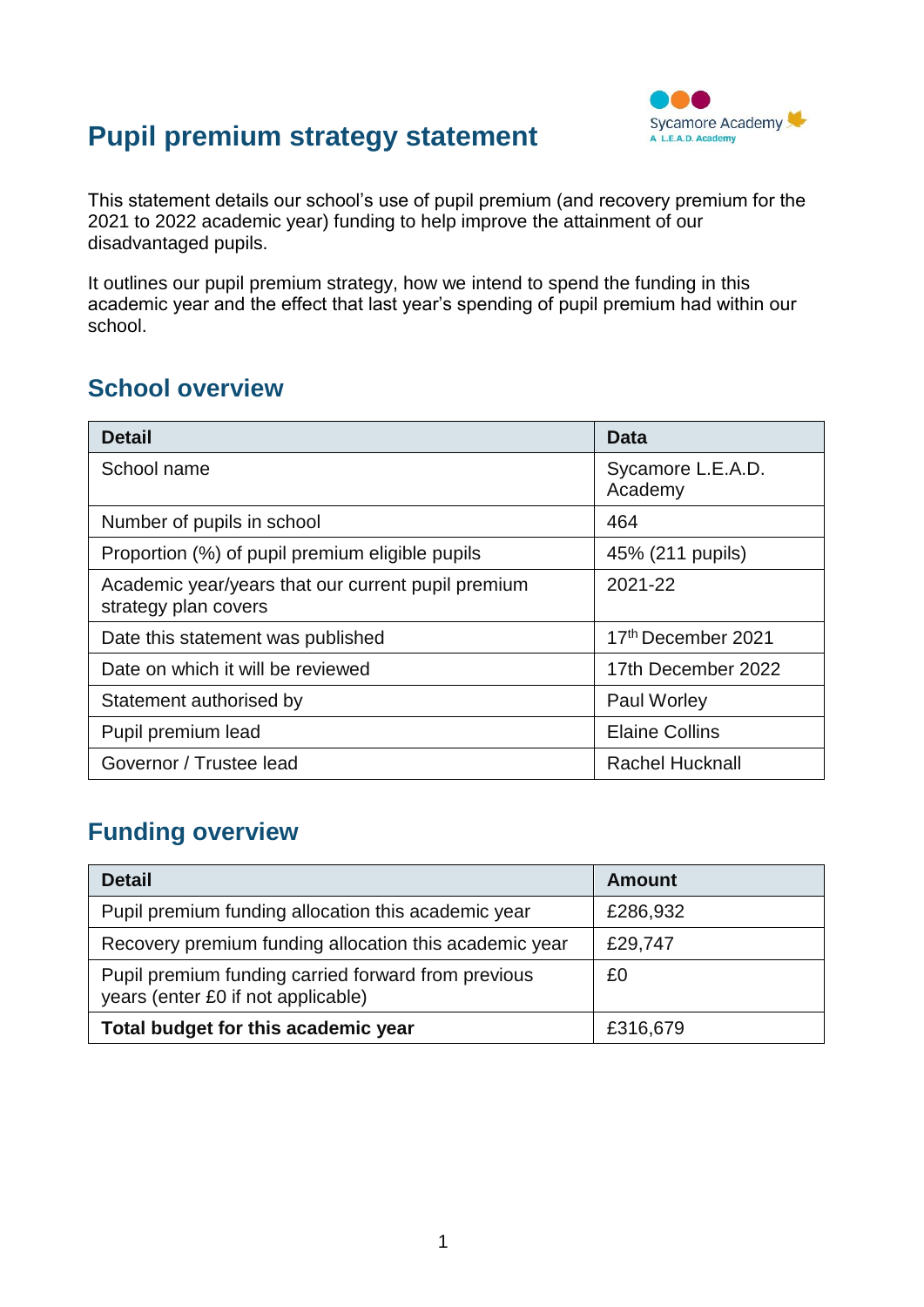# Pupil premium strategy statement

This statement details our school's use of pupil premium (and recovery premium for the 2021 to 2022 academic year) funding to help improve the attainment of our disadvantaged pupils.

It outlines our pupil premium strategy, how we intend to spend the funding in this academic year and the effect that last year's spending of pupil premium had within our school.

## School overview

| Detail | Data |
|---|---|
| School name | Sycamore L.E.A.D. Academy |
| Number of pupils in school | 464 |
| Proportion (%) of pupil premium eligible pupils | 45% (211 pupils) |
| Academic year/years that our current pupil premium strategy plan covers | 2021-22 |
| Date this statement was published | 17th December 2021 |
| Date on which it will be reviewed | 17th December 2022 |
| Statement authorised by | Paul Worley |
| Pupil premium lead | Elaine Collins |
| Governor / Trustee lead | Rachel Hucknall |

## Funding overview

| Detail | Amount |
|---|---|
| Pupil premium funding allocation this academic year | £286,932 |
| Recovery premium funding allocation this academic year | £29,747 |
| Pupil premium funding carried forward from previous years (enter £0 if not applicable) | £0 |
| **Total budget for this academic year** | £316,679 |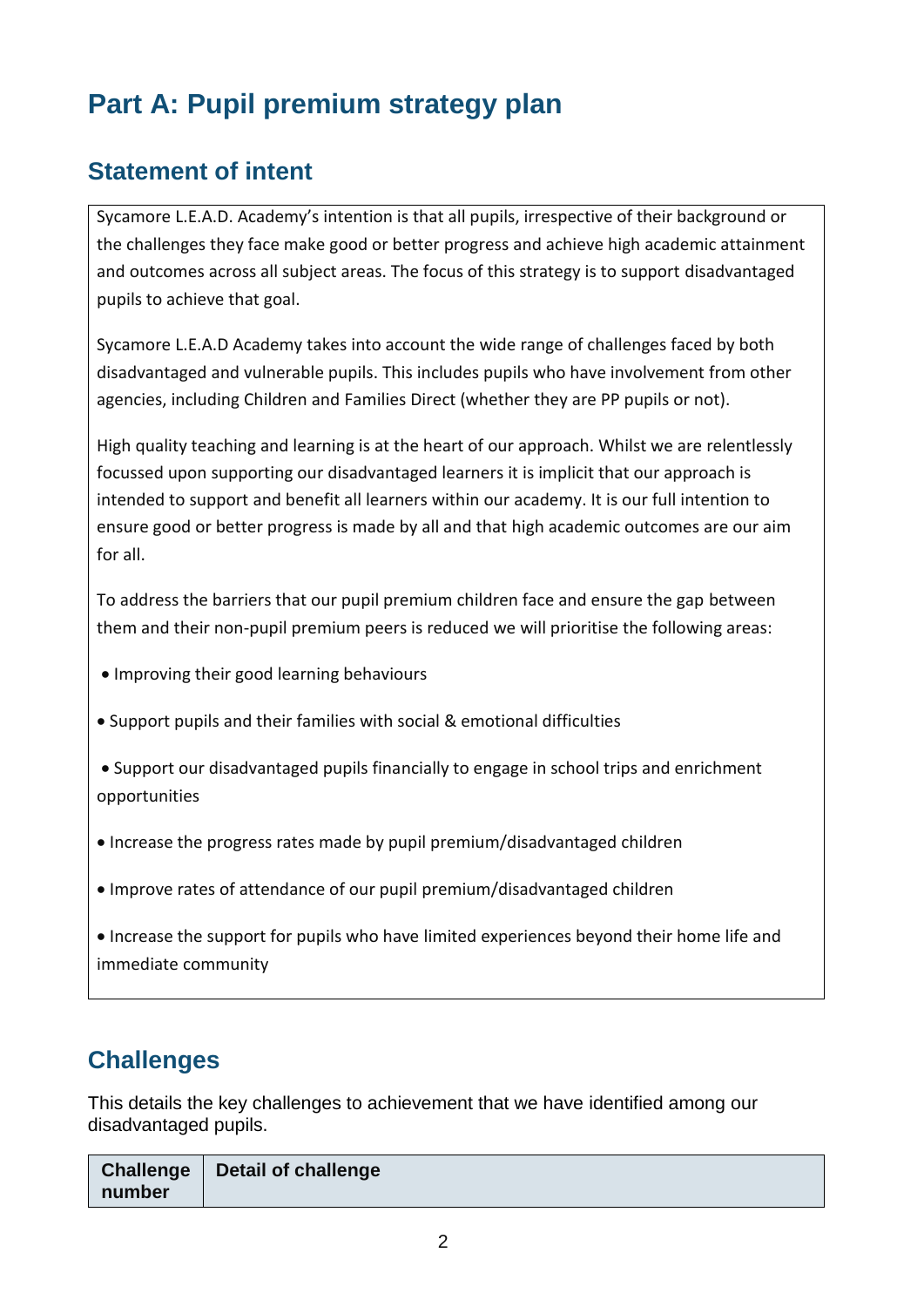# Part A: Pupil premium strategy plan

## Statement of intent

Sycamore L.E.A.D. Academy's intention is that all pupils, irrespective of their background or the challenges they face make good or better progress and achieve high academic attainment and outcomes across all subject areas. The focus of this strategy is to support disadvantaged pupils to achieve that goal.

Sycamore L.E.A.D Academy takes into account the wide range of challenges faced by both disadvantaged and vulnerable pupils. This includes pupils who have involvement from other agencies, including Children and Families Direct (whether they are PP pupils or not).

High quality teaching and learning is at the heart of our approach. Whilst we are relentlessly focussed upon supporting our disadvantaged learners it is implicit that our approach is intended to support and benefit all learners within our academy. It is our full intention to ensure good or better progress is made by all and that high academic outcomes are our aim for all.

To address the barriers that our pupil premium children face and ensure the gap between them and their non-pupil premium peers is reduced we will prioritise the following areas:

- Improving their good learning behaviours
- Support pupils and their families with social & emotional difficulties
- Support our disadvantaged pupils financially to engage in school trips and enrichment opportunities
- Increase the progress rates made by pupil premium/disadvantaged children
- Improve rates of attendance of our pupil premium/disadvantaged children
- Increase the support for pupils who have limited experiences beyond their home life and immediate community

## Challenges

This details the key challenges to achievement that we have identified among our disadvantaged pupils.

| Challenge number | Detail of challenge |
|---|---|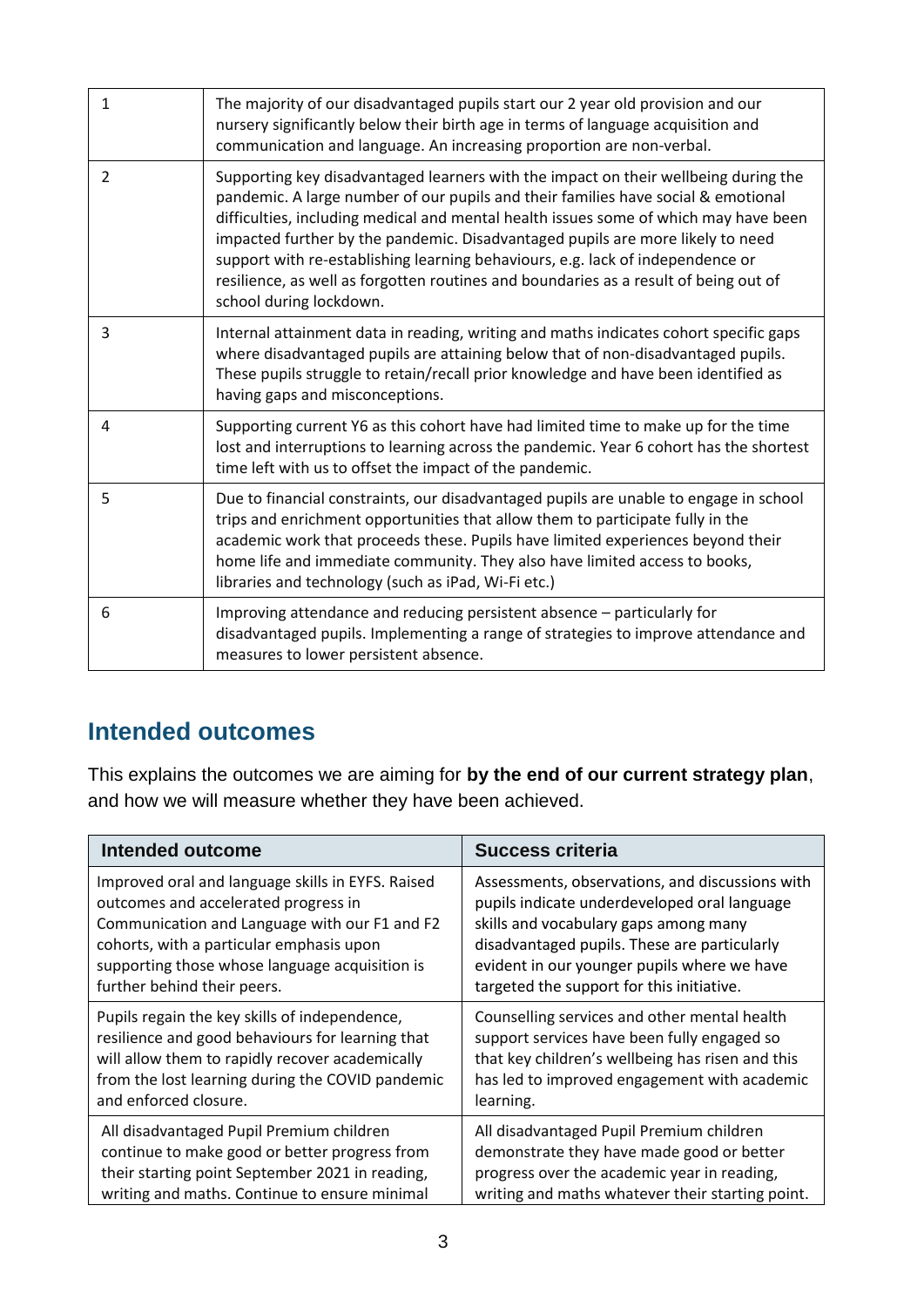| | |
|---|---|
| 1 | The majority of our disadvantaged pupils start our 2 year old provision and our nursery significantly below their birth age in terms of language acquisition and communication and language. An increasing proportion are non-verbal. |
| 2 | Supporting key disadvantaged learners with the impact on their wellbeing during the pandemic. A large number of our pupils and their families have social & emotional difficulties, including medical and mental health issues some of which may have been impacted further by the pandemic. Disadvantaged pupils are more likely to need support with re-establishing learning behaviours, e.g. lack of independence or resilience, as well as forgotten routines and boundaries as a result of being out of school during lockdown. |
| 3 | Internal attainment data in reading, writing and maths indicates cohort specific gaps where disadvantaged pupils are attaining below that of non-disadvantaged pupils. These pupils struggle to retain/recall prior knowledge and have been identified as having gaps and misconceptions. |
| 4 | Supporting current Y6 as this cohort have had limited time to make up for the time lost and interruptions to learning across the pandemic. Year 6 cohort has the shortest time left with us to offset the impact of the pandemic. |
| 5 | Due to financial constraints, our disadvantaged pupils are unable to engage in school trips and enrichment opportunities that allow them to participate fully in the academic work that proceeds these. Pupils have limited experiences beyond their home life and immediate community. They also have limited access to books, libraries and technology (such as iPad, Wi-Fi etc.) |
| 6 | Improving attendance and reducing persistent absence – particularly for disadvantaged pupils. Implementing a range of strategies to improve attendance and measures to lower persistent absence. |

## Intended outcomes

This explains the outcomes we are aiming for **by the end of our current strategy plan**, and how we will measure whether they have been achieved.

| Intended outcome | Success criteria |
|---|---|
| Improved oral and language skills in EYFS. Raised outcomes and accelerated progress in Communication and Language with our F1 and F2 cohorts, with a particular emphasis upon supporting those whose language acquisition is further behind their peers. | Assessments, observations, and discussions with pupils indicate underdeveloped oral language skills and vocabulary gaps among many disadvantaged pupils. These are particularly evident in our younger pupils where we have targeted the support for this initiative. |
| Pupils regain the key skills of independence, resilience and good behaviours for learning that will allow them to rapidly recover academically from the lost learning during the COVID pandemic and enforced closure. | Counselling services and other mental health support services have been fully engaged so that key children's wellbeing has risen and this has led to improved engagement with academic learning. |
| All disadvantaged Pupil Premium children continue to make good or better progress from their starting point September 2021 in reading, writing and maths. Continue to ensure minimal | All disadvantaged Pupil Premium children demonstrate they have made good or better progress over the academic year in reading, writing and maths whatever their starting point. |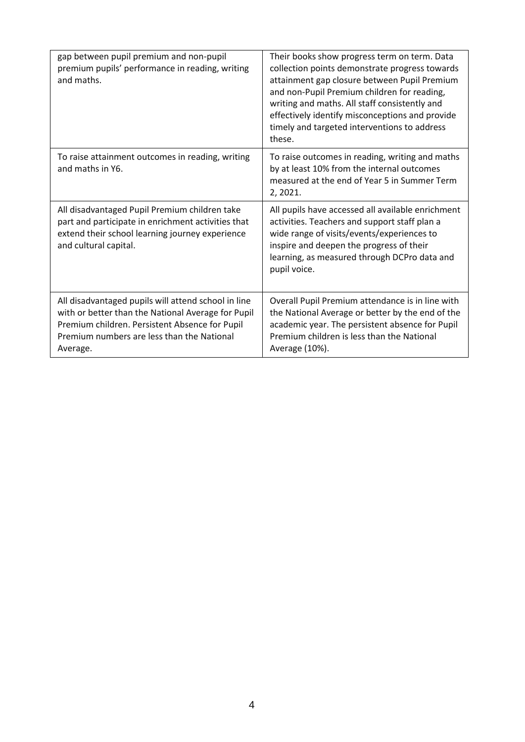| | |
|---|---|
| gap between pupil premium and non-pupil premium pupils' performance in reading, writing and maths. | Their books show progress term on term. Data collection points demonstrate progress towards attainment gap closure between Pupil Premium and non-Pupil Premium children for reading, writing and maths. All staff consistently and effectively identify misconceptions and provide timely and targeted interventions to address these. |
| To raise attainment outcomes in reading, writing and maths in Y6. | To raise outcomes in reading, writing and maths by at least 10% from the internal outcomes measured at the end of Year 5 in Summer Term 2, 2021. |
| All disadvantaged Pupil Premium children take part and participate in enrichment activities that extend their school learning journey experience and cultural capital. | All pupils have accessed all available enrichment activities. Teachers and support staff plan a wide range of visits/events/experiences to inspire and deepen the progress of their learning, as measured through DCPro data and pupil voice. |
| All disadvantaged pupils will attend school in line with or better than the National Average for Pupil Premium children. Persistent Absence for Pupil Premium numbers are less than the National Average. | Overall Pupil Premium attendance is in line with the National Average or better by the end of the academic year. The persistent absence for Pupil Premium children is less than the National Average (10%). |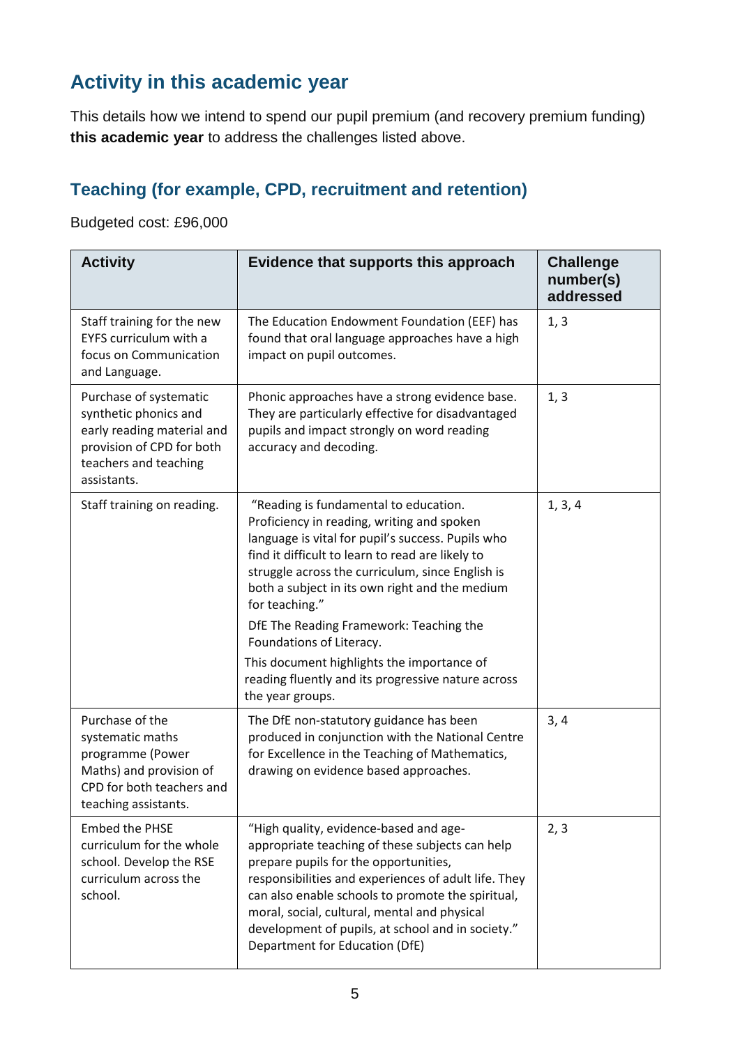## Activity in this academic year

This details how we intend to spend our pupil premium (and recovery premium funding) **this academic year** to address the challenges listed above.

### Teaching (for example, CPD, recruitment and retention)

Budgeted cost: £96,000

| Activity | Evidence that supports this approach | Challenge number(s) addressed |
|---|---|---|
| Staff training for the new EYFS curriculum with a focus on Communication and Language. | The Education Endowment Foundation (EEF) has found that oral language approaches have a high impact on pupil outcomes. | 1, 3 |
| Purchase of systematic synthetic phonics and early reading material and provision of CPD for both teachers and teaching assistants. | Phonic approaches have a strong evidence base. They are particularly effective for disadvantaged pupils and impact strongly on word reading accuracy and decoding. | 1, 3 |
| Staff training on reading. | "Reading is fundamental to education. Proficiency in reading, writing and spoken language is vital for pupil's success. Pupils who find it difficult to learn to read are likely to struggle across the curriculum, since English is both a subject in its own right and the medium for teaching." DfE The Reading Framework: Teaching the Foundations of Literacy. This document highlights the importance of reading fluently and its progressive nature across the year groups. | 1, 3, 4 |
| Purchase of the systematic maths programme (Power Maths) and provision of CPD for both teachers and teaching assistants. | The DfE non-statutory guidance has been produced in conjunction with the National Centre for Excellence in the Teaching of Mathematics, drawing on evidence based approaches. | 3, 4 |
| Embed the PHSE curriculum for the whole school. Develop the RSE curriculum across the school. | "High quality, evidence-based and age-appropriate teaching of these subjects can help prepare pupils for the opportunities, responsibilities and experiences of adult life. They can also enable schools to promote the spiritual, moral, social, cultural, mental and physical development of pupils, at school and in society." Department for Education (DfE) | 2, 3 |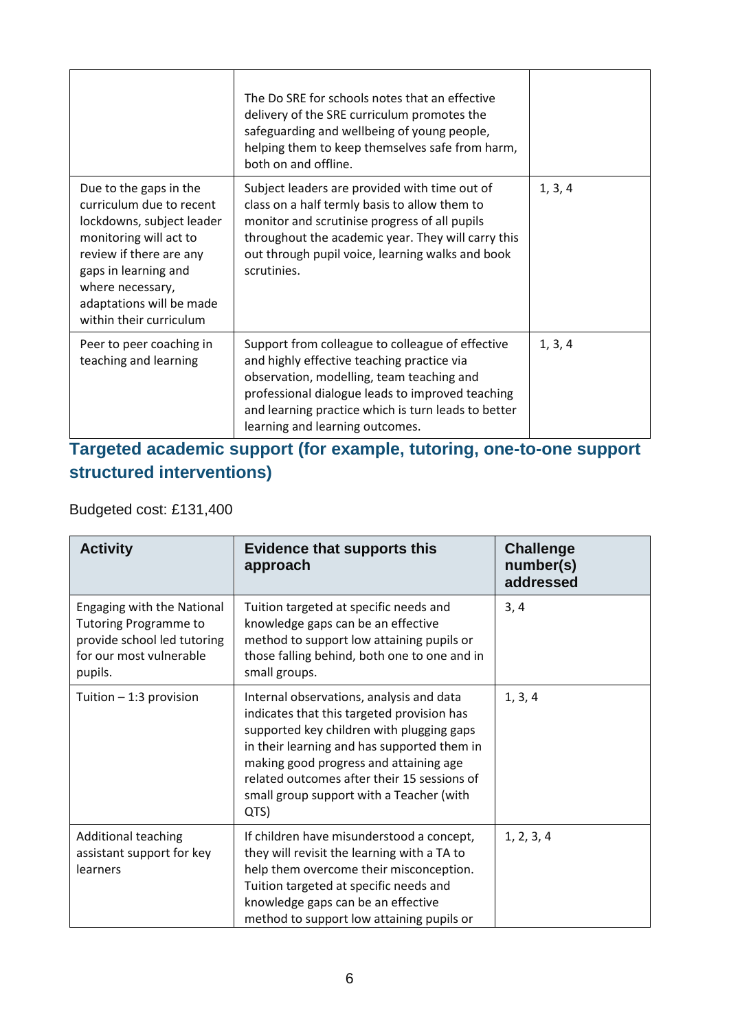| | | |
|---|---|---|
| | The Do SRE for schools notes that an effective delivery of the SRE curriculum promotes the safeguarding and wellbeing of young people, helping them to keep themselves safe from harm, both on and offline. | |
| Due to the gaps in the curriculum due to recent lockdowns, subject leader monitoring will act to review if there are any gaps in learning and where necessary, adaptations will be made within their curriculum | Subject leaders are provided with time out of class on a half termly basis to allow them to monitor and scrutinise progress of all pupils throughout the academic year. They will carry this out through pupil voice, learning walks and book scrutinies. | 1, 3, 4 |
| Peer to peer coaching in teaching and learning | Support from colleague to colleague of effective and highly effective teaching practice via observation, modelling, team teaching and professional dialogue leads to improved teaching and learning practice which is turn leads to better learning and learning outcomes. | 1, 3, 4 |

## Targeted academic support (for example, tutoring, one-to-one support structured interventions)

Budgeted cost: £131,400

| Activity | Evidence that supports this approach | Challenge number(s) addressed |
|---|---|---|
| Engaging with the National Tutoring Programme to provide school led tutoring for our most vulnerable pupils. | Tuition targeted at specific needs and knowledge gaps can be an effective method to support low attaining pupils or those falling behind, both one to one and in small groups. | 3, 4 |
| Tuition – 1:3 provision | Internal observations, analysis and data indicates that this targeted provision has supported key children with plugging gaps in their learning and has supported them in making good progress and attaining age related outcomes after their 15 sessions of small group support with a Teacher (with QTS) | 1, 3, 4 |
| Additional teaching assistant support for key learners | If children have misunderstood a concept, they will revisit the learning with a TA to help them overcome their misconception. Tuition targeted at specific needs and knowledge gaps can be an effective method to support low attaining pupils or | 1, 2, 3, 4 |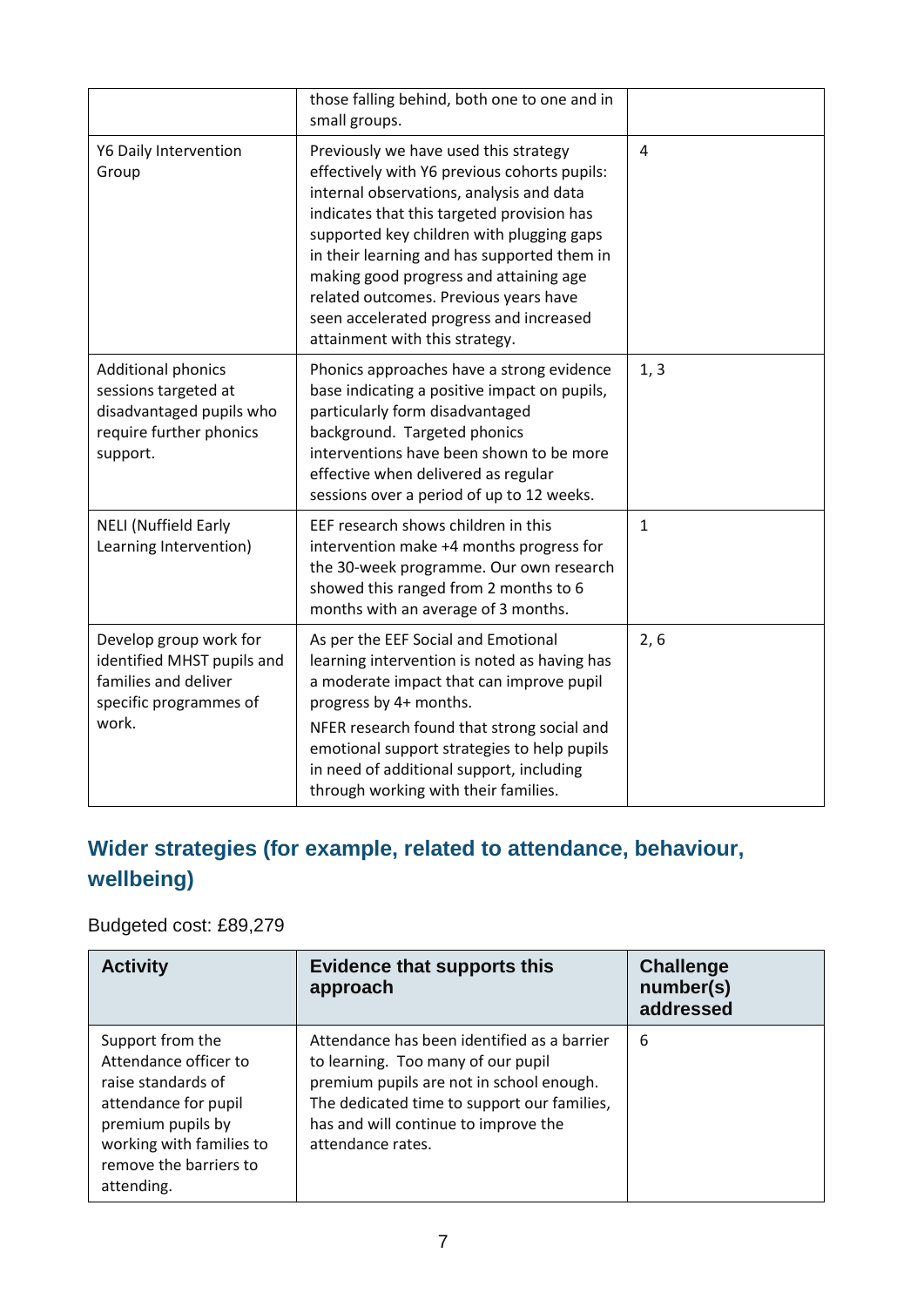| | those falling behind, both one to one and in small groups. | |
|---|---|---|
| Y6 Daily Intervention Group | Previously we have used this strategy effectively with Y6 previous cohorts pupils: internal observations, analysis and data indicates that this targeted provision has supported key children with plugging gaps in their learning and has supported them in making good progress and attaining age related outcomes. Previous years have seen accelerated progress and increased attainment with this strategy. | 4 |
| Additional phonics sessions targeted at disadvantaged pupils who require further phonics support. | Phonics approaches have a strong evidence base indicating a positive impact on pupils, particularly form disadvantaged background. Targeted phonics interventions have been shown to be more effective when delivered as regular sessions over a period of up to 12 weeks. | 1, 3 |
| NELI (Nuffield Early Learning Intervention) | EEF research shows children in this intervention make +4 months progress for the 30-week programme. Our own research showed this ranged from 2 months to 6 months with an average of 3 months. | 1 |
| Develop group work for identified MHST pupils and families and deliver specific programmes of work. | As per the EEF Social and Emotional learning intervention is noted as having has a moderate impact that can improve pupil progress by 4+ months.<br><br>NFER research found that strong social and emotional support strategies to help pupils in need of additional support, including through working with their families. | 2, 6 |

## Wider strategies (for example, related to attendance, behaviour, wellbeing)

Budgeted cost: £89,279

| Activity | Evidence that supports this approach | Challenge number(s) addressed |
|---|---|---|
| Support from the Attendance officer to raise standards of attendance for pupil premium pupils by working with families to remove the barriers to attending. | Attendance has been identified as a barrier to learning. Too many of our pupil premium pupils are not in school enough. The dedicated time to support our families, has and will continue to improve the attendance rates. | 6 |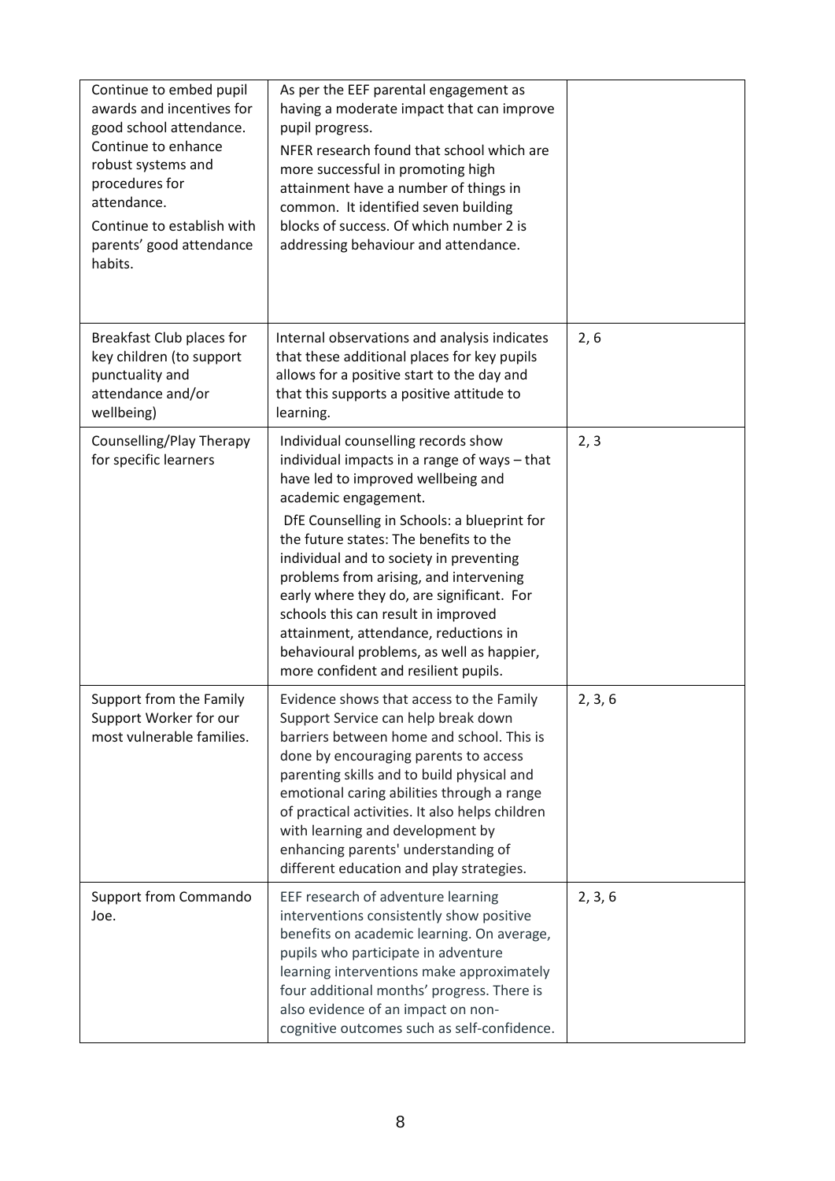| | | |
|---|---|---|
| Continue to embed pupil awards and incentives for good school attendance.<br>Continue to enhance robust systems and procedures for attendance.<br>Continue to establish with parents' good attendance habits. | As per the EEF parental engagement as having a moderate impact that can improve pupil progress.<br>NFER research found that school which are more successful in promoting high attainment have a number of things in common. It identified seven building blocks of success. Of which number 2 is addressing behaviour and attendance. | |
| Breakfast Club places for key children (to support punctuality and attendance and/or wellbeing) | Internal observations and analysis indicates that these additional places for key pupils allows for a positive start to the day and that this supports a positive attitude to learning. | 2, 6 |
| Counselling/Play Therapy for specific learners | Individual counselling records show individual impacts in a range of ways – that have led to improved wellbeing and academic engagement.<br>DfE Counselling in Schools: a blueprint for the future states: The benefits to the individual and to society in preventing problems from arising, and intervening early where they do, are significant. For schools this can result in improved attainment, attendance, reductions in behavioural problems, as well as happier, more confident and resilient pupils. | 2, 3 |
| Support from the Family Support Worker for our most vulnerable families. | Evidence shows that access to the Family Support Service can help break down barriers between home and school. This is done by encouraging parents to access parenting skills and to build physical and emotional caring abilities through a range of practical activities. It also helps children with learning and development by enhancing parents' understanding of different education and play strategies. | 2, 3, 6 |
| Support from Commando Joe. | EEF research of adventure learning interventions consistently show positive benefits on academic learning. On average, pupils who participate in adventure learning interventions make approximately four additional months' progress. There is also evidence of an impact on non-cognitive outcomes such as self-confidence. | 2, 3, 6 |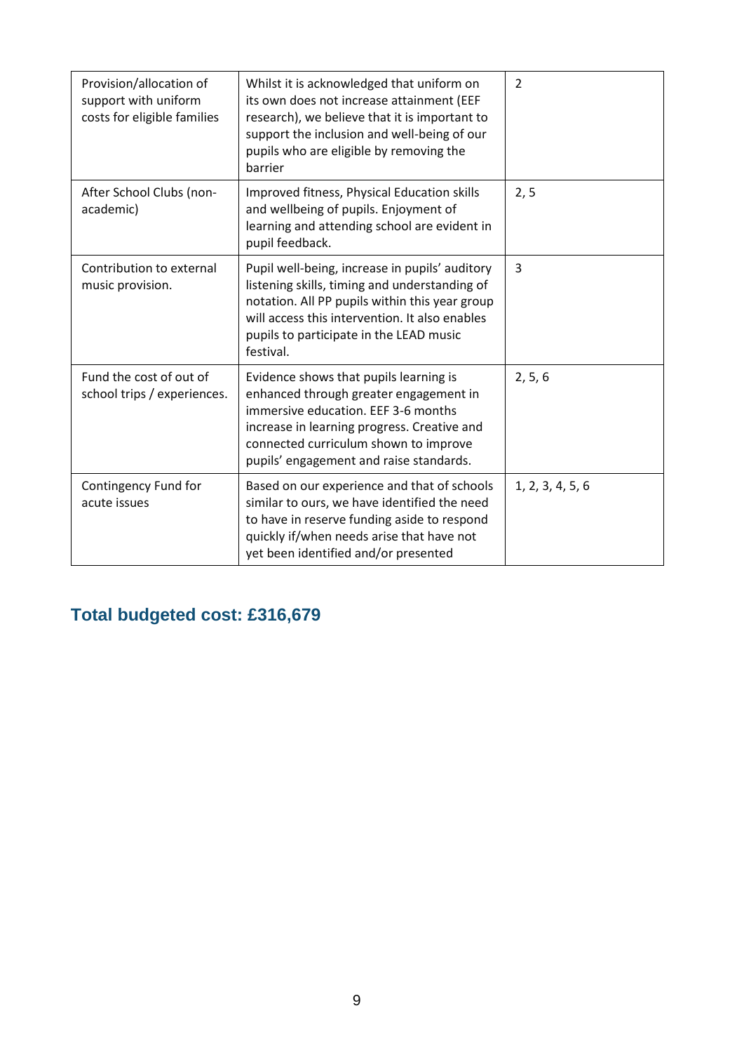| | | |
|---|---|---|
| Provision/allocation of support with uniform costs for eligible families | Whilst it is acknowledged that uniform on its own does not increase attainment (EEF research), we believe that it is important to support the inclusion and well-being of our pupils who are eligible by removing the barrier | 2 |
| After School Clubs (non-academic) | Improved fitness, Physical Education skills and wellbeing of pupils. Enjoyment of learning and attending school are evident in pupil feedback. | 2, 5 |
| Contribution to external music provision. | Pupil well-being, increase in pupils' auditory listening skills, timing and understanding of notation. All PP pupils within this year group will access this intervention. It also enables pupils to participate in the LEAD music festival. | 3 |
| Fund the cost of out of school trips / experiences. | Evidence shows that pupils learning is enhanced through greater engagement in immersive education. EEF 3-6 months increase in learning progress. Creative and connected curriculum shown to improve pupils' engagement and raise standards. | 2, 5, 6 |
| Contingency Fund for acute issues | Based on our experience and that of schools similar to ours, we have identified the need to have in reserve funding aside to respond quickly if/when needs arise that have not yet been identified and/or presented | 1, 2, 3, 4, 5, 6 |

## Total budgeted cost: £316,679